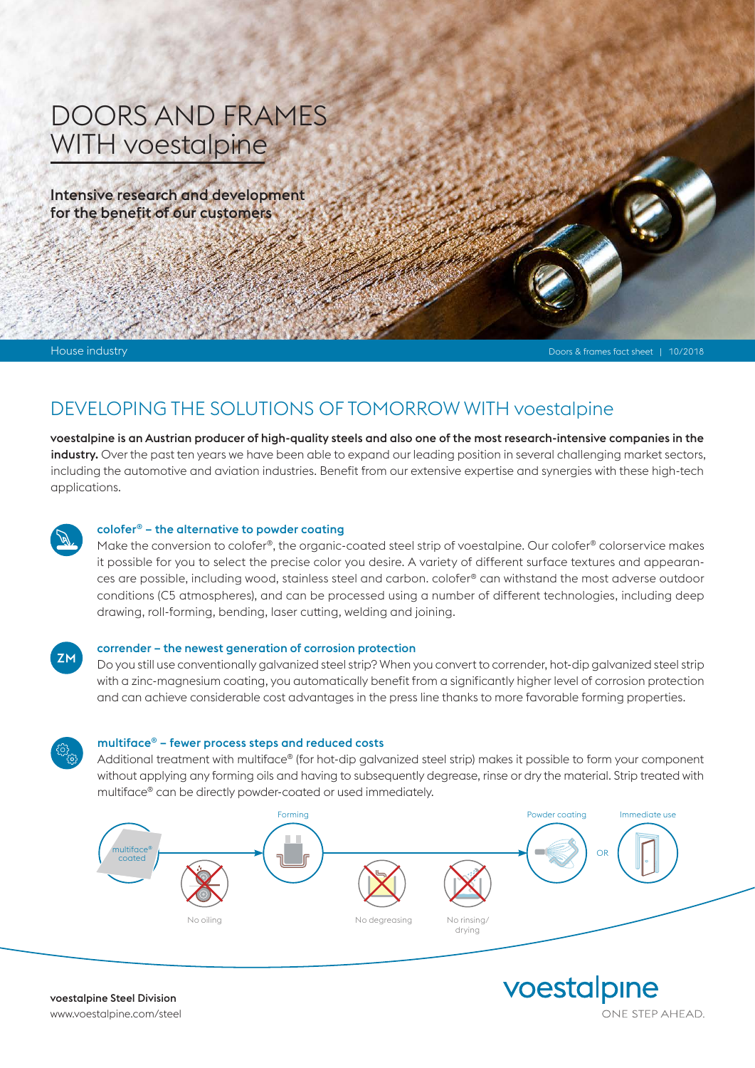# DOORS AND FRAMES WITH voestalpine

**Intensive research and development for the benefit of our customers**

House industry

Doors & frames fact sheet | 10/2018

## DEVELOPING THE SOLUTIONS OF TOMORROW WITH voestalpine

**voestalpine is an Austrian producer of high-quality steels and also one of the most research-intensive companies in the industry.** Over the past ten years we have been able to expand our leading position in several challenging market sectors, including the automotive and aviation industries. Benefit from our extensive expertise and synergies with these high-tech applications.

### colofer® – the alternative to powder coating

Make the conversion to colofer®, the organic-coated steel strip of voestalpine. Our colofer® colorservice makes it possible for you to select the precise color you desire. A variety of different surface textures and appearances are possible, including wood, stainless steel and carbon. colofer® can withstand the most adverse outdoor conditions (C5 atmospheres), and can be processed using a number of different technologies, including deep drawing, roll-forming, bending, laser cutting, welding and joining.

### corrender – the newest generation of corrosion protection

Do you still use conventionally galvanized steel strip? When you convert to corrender, hot-dip galvanized steel strip with a zinc-magnesium coating, you automatically benefit from a significantly higher level of corrosion protection and can achieve considerable cost advantages in the press line thanks to more favorable forming properties.

### multiface® – fewer process steps and reduced costs

Additional treatment with multiface® (for hot-dip galvanized steel strip) makes it possible to form your component without applying any forming oils and having to subsequently degrease, rinse or dry the material. Strip treated with multiface® can be directly powder-coated or used immediately.

multiface® coated → No oiling → Forming → No degreasing → No rinsing/drying → Powder coating OR Immediate use

**voestalpine Steel Division**
www.voestalpine.com/steel

voestalpine
ONE STEP AHEAD.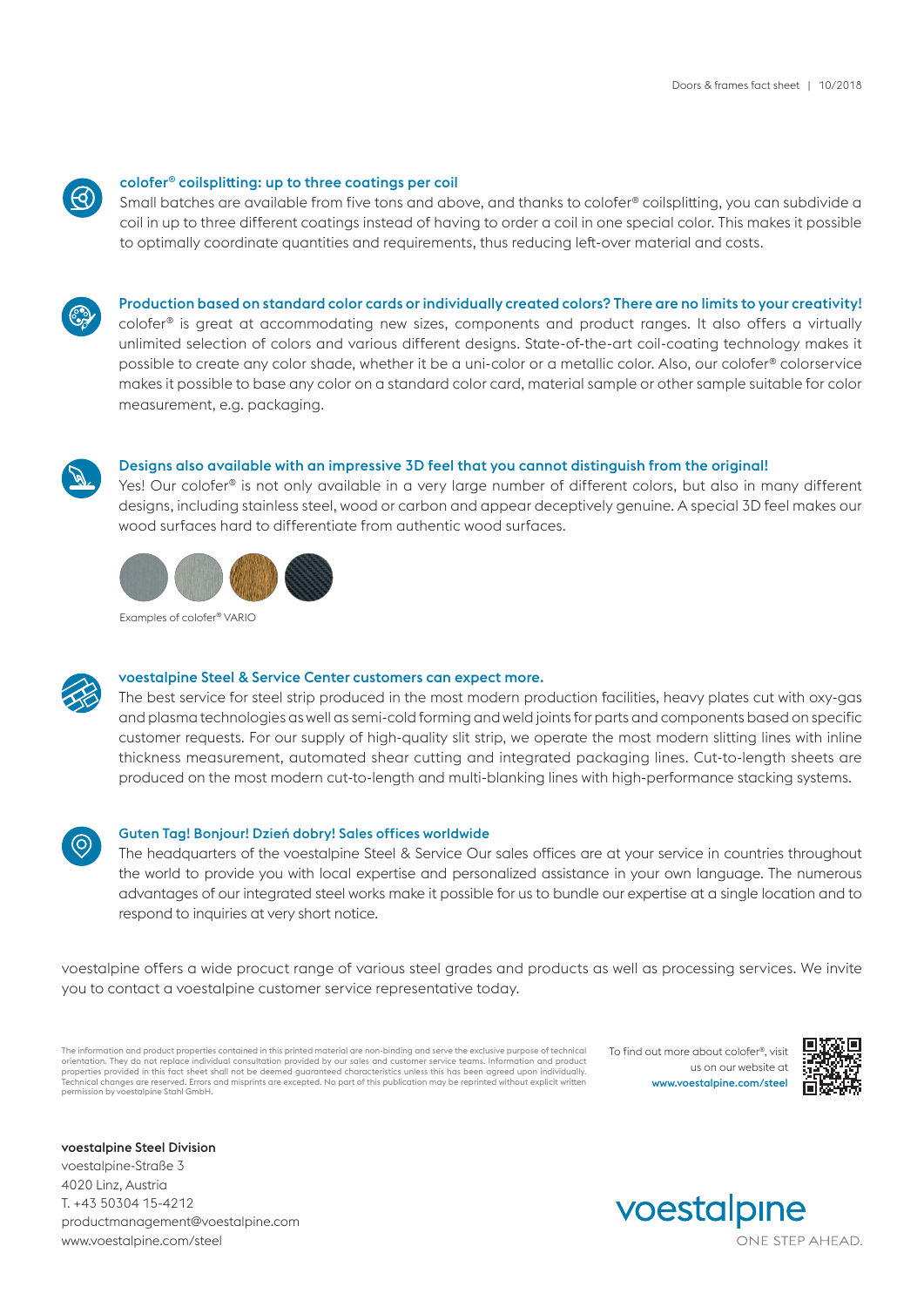### colofer® coilsplitting: up to three coatings per coil

Small batches are available from five tons and above, and thanks to colofer® coilsplitting, you can subdivide a coil in up to three different coatings instead of having to order a coil in one special color. This makes it possible to optimally coordinate quantities and requirements, thus reducing left-over material and costs.

### Production based on standard color cards or individually created colors? There are no limits to your creativity!

colofer® is great at accommodating new sizes, components and product ranges. It also offers a virtually unlimited selection of colors and various different designs. State-of-the-art coil-coating technology makes it possible to create any color shade, whether it be a uni-color or a metallic color. Also, our colofer® colorservice makes it possible to base any color on a standard color card, material sample or other sample suitable for color measurement, e.g. packaging.

### Designs also available with an impressive 3D feel that you cannot distinguish from the original!

Yes! Our colofer® is not only available in a very large number of different colors, but also in many different designs, including stainless steel, wood or carbon and appear deceptively genuine. A special 3D feel makes our wood surfaces hard to differentiate from authentic wood surfaces.

Examples of colofer® VARIO

### voestalpine Steel & Service Center customers can expect more.

The best service for steel strip produced in the most modern production facilities, heavy plates cut with oxy-gas and plasma technologies as well as semi-cold forming and weld joints for parts and components based on specific customer requests. For our supply of high-quality slit strip, we operate the most modern slitting lines with inline thickness measurement, automated shear cutting and integrated packaging lines. Cut-to-length sheets are produced on the most modern cut-to-length and multi-blanking lines with high-performance stacking systems.

### Guten Tag! Bonjour! Dzień dobry! Sales offices worldwide

The headquarters of the voestalpine Steel & Service Our sales offices are at your service in countries throughout the world to provide you with local expertise and personalized assistance in your own language. The numerous advantages of our integrated steel works make it possible for us to bundle our expertise at a single location and to respond to inquiries at very short notice.

voestalpine offers a wide procuct range of various steel grades and products as well as processing services. We invite you to contact a voestalpine customer service representative today.

The information and product properties contained in this printed material are non-binding and serve the exclusive purpose of technical orientation. They do not replace individual consultation provided by our sales and customer service teams. Information and product properties provided in this fact sheet shall not be deemed guaranteed characteristics unless this has been agreed upon individually. Technical changes are reserved. Errors and misprints are excepted. No part of this publication may be reprinted without explicit written permission by voestalpine Stahl GmbH.

To find out more about colofer®, visit us on our website at **www.voestalpine.com/steel**

**voestalpine Steel Division**
voestalpine-Straße 3
4020 Linz, Austria
T. +43 50304 15-4212
productmanagement@voestalpine.com
www.voestalpine.com/steel

voestalpine
ONE STEP AHEAD.